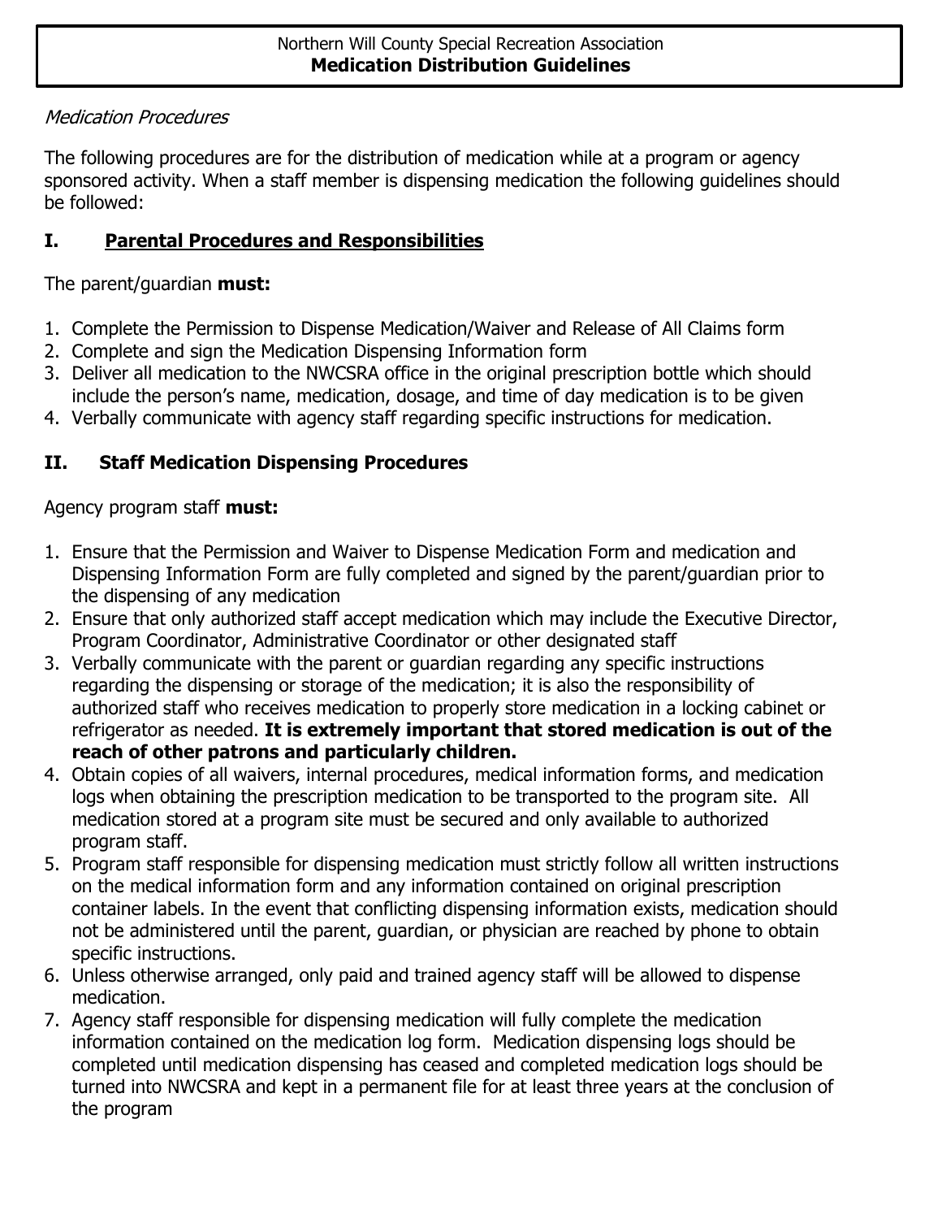Northern Will County Special Recreation Association

# Medication Distribution Guidelines

*Medication Procedures*

The following procedures are for the distribution of medication while at a program or agency sponsored activity. When a staff member is dispensing medication the following guidelines should be followed:

## I. Parental Procedures and Responsibilities

The parent/guardian **must:**

1. Complete the Permission to Dispense Medication/Waiver and Release of All Claims form
2. Complete and sign the Medication Dispensing Information form
3. Deliver all medication to the NWCSRA office in the original prescription bottle which should include the person's name, medication, dosage, and time of day medication is to be given
4. Verbally communicate with agency staff regarding specific instructions for medication.

## II. Staff Medication Dispensing Procedures

Agency program staff **must:**

1. Ensure that the Permission and Waiver to Dispense Medication Form and medication and Dispensing Information Form are fully completed and signed by the parent/guardian prior to the dispensing of any medication
2. Ensure that only authorized staff accept medication which may include the Executive Director, Program Coordinator, Administrative Coordinator or other designated staff
3. Verbally communicate with the parent or guardian regarding any specific instructions regarding the dispensing or storage of the medication; it is also the responsibility of authorized staff who receives medication to properly store medication in a locking cabinet or refrigerator as needed. **It is extremely important that stored medication is out of the reach of other patrons and particularly children.**
4. Obtain copies of all waivers, internal procedures, medical information forms, and medication logs when obtaining the prescription medication to be transported to the program site. All medication stored at a program site must be secured and only available to authorized program staff.
5. Program staff responsible for dispensing medication must strictly follow all written instructions on the medical information form and any information contained on original prescription container labels. In the event that conflicting dispensing information exists, medication should not be administered until the parent, guardian, or physician are reached by phone to obtain specific instructions.
6. Unless otherwise arranged, only paid and trained agency staff will be allowed to dispense medication.
7. Agency staff responsible for dispensing medication will fully complete the medication information contained on the medication log form. Medication dispensing logs should be completed until medication dispensing has ceased and completed medication logs should be turned into NWCSRA and kept in a permanent file for at least three years at the conclusion of the program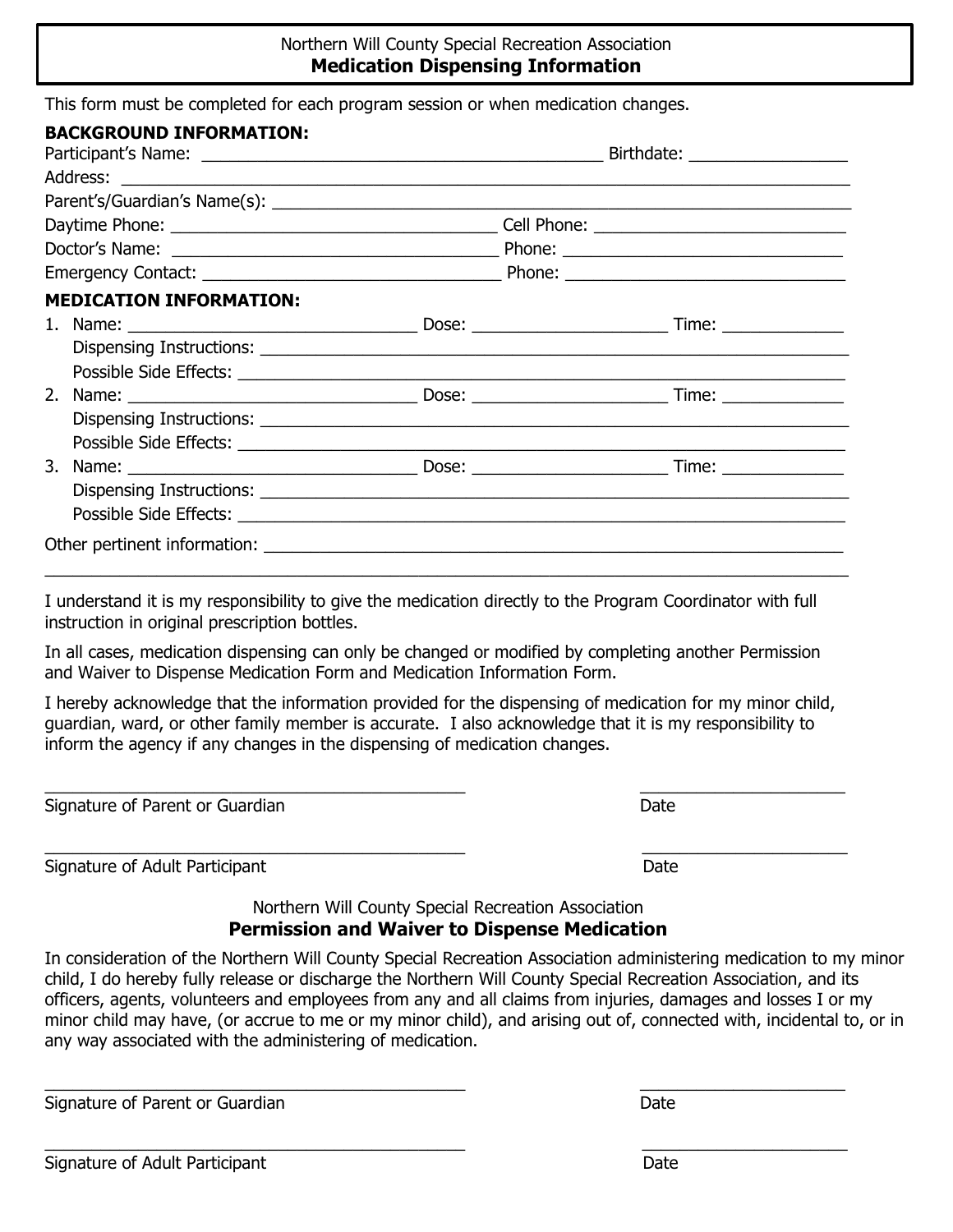Northern Will County Special Recreation Association

## Medication Dispensing Information

This form must be completed for each program session or when medication changes.

**BACKGROUND INFORMATION:**

Participant's Name: ____________________________________________ Birthdate: _________________

Address: ____________________________________________________________________________

Parent's/Guardian's Name(s): _________________________________________________________________

Daytime Phone: ___________________________________ Cell Phone: ____________________________

Doctor's Name: ___________________________________ Phone: _______________________________

Emergency Contact: _________________________________ Phone: _______________________________

**MEDICATION INFORMATION:**

1. Name: _______________________________ Dose: _____________________ Time: _____________
   Dispensing Instructions: _________________________________________________________________
   Possible Side Effects: ___________________________________________________________________
2. Name: _______________________________ Dose: _____________________ Time: _____________
   Dispensing Instructions: _________________________________________________________________
   Possible Side Effects: ___________________________________________________________________
3. Name: _______________________________ Dose: _____________________ Time: _____________
   Dispensing Instructions: _________________________________________________________________
   Possible Side Effects: ___________________________________________________________________

Other pertinent information: _________________________________________________________________

_____________________________________________________________________________________

I understand it is my responsibility to give the medication directly to the Program Coordinator with full instruction in original prescription bottles.

In all cases, medication dispensing can only be changed or modified by completing another Permission and Waiver to Dispense Medication Form and Medication Information Form.

I hereby acknowledge that the information provided for the dispensing of medication for my minor child, guardian, ward, or other family member is accurate. I also acknowledge that it is my responsibility to inform the agency if any changes in the dispensing of medication changes.

_____________________________________________ _______________________

Signature of Parent or Guardian Date

_____________________________________________ _______________________

Signature of Adult Participant Date

Northern Will County Special Recreation Association

## Permission and Waiver to Dispense Medication

In consideration of the Northern Will County Special Recreation Association administering medication to my minor child, I do hereby fully release or discharge the Northern Will County Special Recreation Association, and its officers, agents, volunteers and employees from any and all claims from injuries, damages and losses I or my minor child may have, (or accrue to me or my minor child), and arising out of, connected with, incidental to, or in any way associated with the administering of medication.

_____________________________________________ _______________________

Signature of Parent or Guardian Date

_____________________________________________ _______________________

Signature of Adult Participant Date